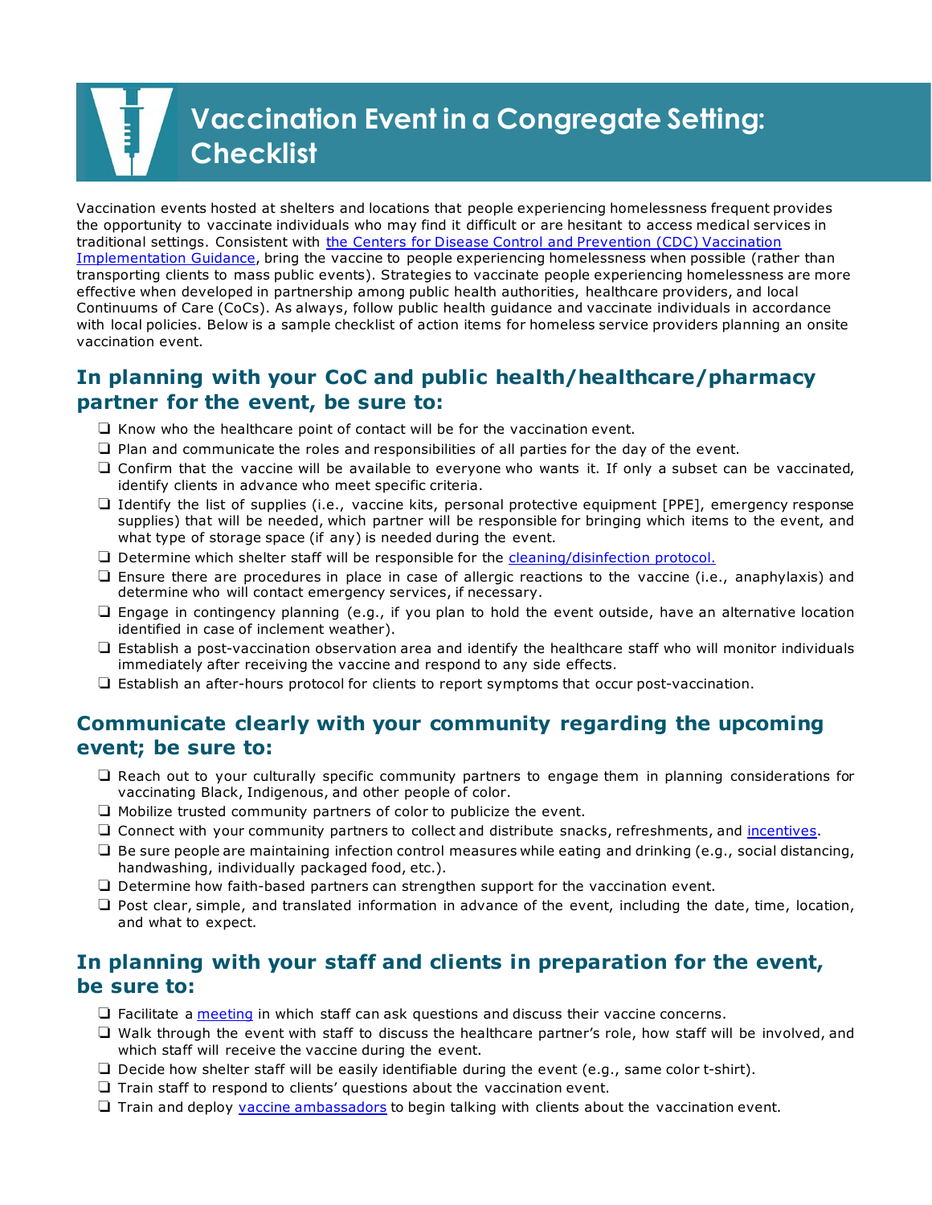# Vaccination Event in a Congregate Setting: Checklist

Vaccination events hosted at shelters and locations that people experiencing homelessness frequent provides the opportunity to vaccinate individuals who may find it difficult or are hesitant to access medical services in traditional settings. Consistent with the Centers for Disease Control and Prevention (CDC) Vaccination Implementation Guidance, bring the vaccine to people experiencing homelessness when possible (rather than transporting clients to mass public events). Strategies to vaccinate people experiencing homelessness are more effective when developed in partnership among public health authorities, healthcare providers, and local Continuums of Care (CoCs). As always, follow public health guidance and vaccinate individuals in accordance with local policies. Below is a sample checklist of action items for homeless service providers planning an onsite vaccination event.

## In planning with your CoC and public health/healthcare/pharmacy partner for the event, be sure to:

- ❑ Know who the healthcare point of contact will be for the vaccination event.
- ❑ Plan and communicate the roles and responsibilities of all parties for the day of the event.
- ❑ Confirm that the vaccine will be available to everyone who wants it. If only a subset can be vaccinated, identify clients in advance who meet specific criteria.
- ❑ Identify the list of supplies (i.e., vaccine kits, personal protective equipment [PPE], emergency response supplies) that will be needed, which partner will be responsible for bringing which items to the event, and what type of storage space (if any) is needed during the event.
- ❑ Determine which shelter staff will be responsible for the cleaning/disinfection protocol.
- ❑ Ensure there are procedures in place in case of allergic reactions to the vaccine (i.e., anaphylaxis) and determine who will contact emergency services, if necessary.
- ❑ Engage in contingency planning (e.g., if you plan to hold the event outside, have an alternative location identified in case of inclement weather).
- ❑ Establish a post-vaccination observation area and identify the healthcare staff who will monitor individuals immediately after receiving the vaccine and respond to any side effects.
- ❑ Establish an after-hours protocol for clients to report symptoms that occur post-vaccination.

## Communicate clearly with your community regarding the upcoming event; be sure to:

- ❑ Reach out to your culturally specific community partners to engage them in planning considerations for vaccinating Black, Indigenous, and other people of color.
- ❑ Mobilize trusted community partners of color to publicize the event.
- ❑ Connect with your community partners to collect and distribute snacks, refreshments, and incentives.
- ❑ Be sure people are maintaining infection control measures while eating and drinking (e.g., social distancing, handwashing, individually packaged food, etc.).
- ❑ Determine how faith-based partners can strengthen support for the vaccination event.
- ❑ Post clear, simple, and translated information in advance of the event, including the date, time, location, and what to expect.

## In planning with your staff and clients in preparation for the event, be sure to:

- ❑ Facilitate a meeting in which staff can ask questions and discuss their vaccine concerns.
- ❑ Walk through the event with staff to discuss the healthcare partner's role, how staff will be involved, and which staff will receive the vaccine during the event.
- ❑ Decide how shelter staff will be easily identifiable during the event (e.g., same color t-shirt).
- ❑ Train staff to respond to clients' questions about the vaccination event.
- ❑ Train and deploy vaccine ambassadors to begin talking with clients about the vaccination event.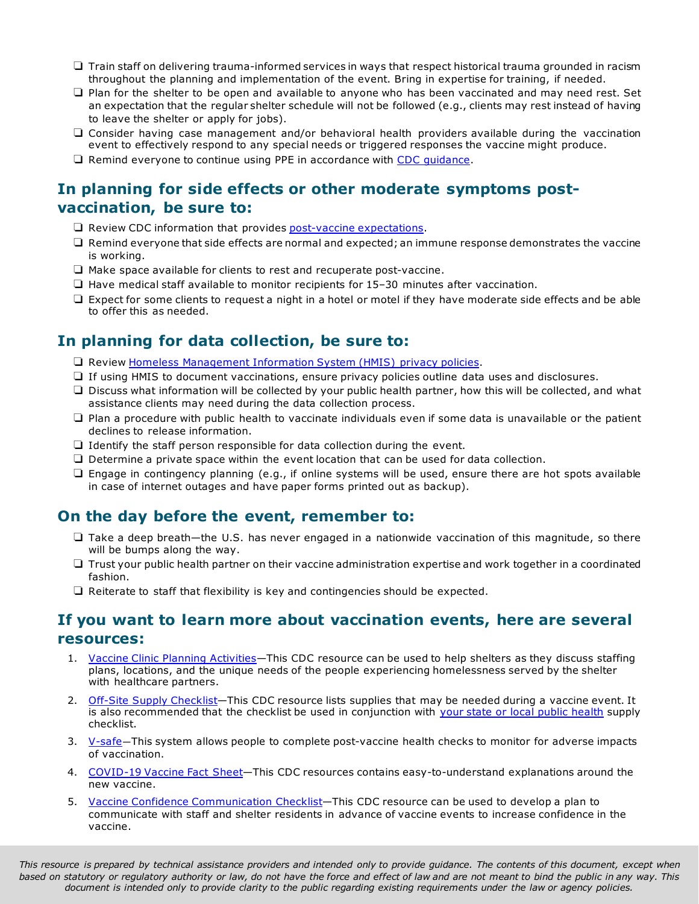- ❑ Train staff on delivering trauma-informed services in ways that respect historical trauma grounded in racism throughout the planning and implementation of the event. Bring in expertise for training, if needed.
- ❑ Plan for the shelter to be open and available to anyone who has been vaccinated and may need rest. Set an expectation that the regular shelter schedule will not be followed (e.g., clients may rest instead of having to leave the shelter or apply for jobs).
- ❑ Consider having case management and/or behavioral health providers available during the vaccination event to effectively respond to any special needs or triggered responses the vaccine might produce.
- ❑ Remind everyone to continue using PPE in accordance with [CDC guidance](#).

## In planning for side effects or other moderate symptoms post-vaccination, be sure to:

- ❑ Review CDC information that provides [post-vaccine expectations](#).
- ❑ Remind everyone that side effects are normal and expected; an immune response demonstrates the vaccine is working.
- ❑ Make space available for clients to rest and recuperate post-vaccine.
- ❑ Have medical staff available to monitor recipients for 15–30 minutes after vaccination.
- ❑ Expect for some clients to request a night in a hotel or motel if they have moderate side effects and be able to offer this as needed.

## In planning for data collection, be sure to:

- ❑ Review [Homeless Management Information System (HMIS) privacy policies](#).
- ❑ If using HMIS to document vaccinations, ensure privacy policies outline data uses and disclosures.
- ❑ Discuss what information will be collected by your public health partner, how this will be collected, and what assistance clients may need during the data collection process.
- ❑ Plan a procedure with public health to vaccinate individuals even if some data is unavailable or the patient declines to release information.
- ❑ Identify the staff person responsible for data collection during the event.
- ❑ Determine a private space within the event location that can be used for data collection.
- ❑ Engage in contingency planning (e.g., if online systems will be used, ensure there are hot spots available in case of internet outages and have paper forms printed out as backup).

## On the day before the event, remember to:

- ❑ Take a deep breath—the U.S. has never engaged in a nationwide vaccination of this magnitude, so there will be bumps along the way.
- ❑ Trust your public health partner on their vaccine administration expertise and work together in a coordinated fashion.
- ❑ Reiterate to staff that flexibility is key and contingencies should be expected.

## If you want to learn more about vaccination events, here are several resources:

1. [Vaccine Clinic Planning Activities](#)—This CDC resource can be used to help shelters as they discuss staffing plans, locations, and the unique needs of the people experiencing homelessness served by the shelter with healthcare partners.
2. [Off-Site Supply Checklist](#)—This CDC resource lists supplies that may be needed during a vaccine event. It is also recommended that the checklist be used in conjunction with [your state or local public health](#) supply checklist.
3. [V-safe](#)—This system allows people to complete post-vaccine health checks to monitor for adverse impacts of vaccination.
4. [COVID-19 Vaccine Fact Sheet](#)—This CDC resources contains easy-to-understand explanations around the new vaccine.
5. [Vaccine Confidence Communication Checklist](#)—This CDC resource can be used to develop a plan to communicate with staff and shelter residents in advance of vaccine events to increase confidence in the vaccine.

*This resource is prepared by technical assistance providers and intended only to provide guidance. The contents of this document, except when based on statutory or regulatory authority or law, do not have the force and effect of law and are not meant to bind the public in any way. This document is intended only to provide clarity to the public regarding existing requirements under the law or agency policies.*